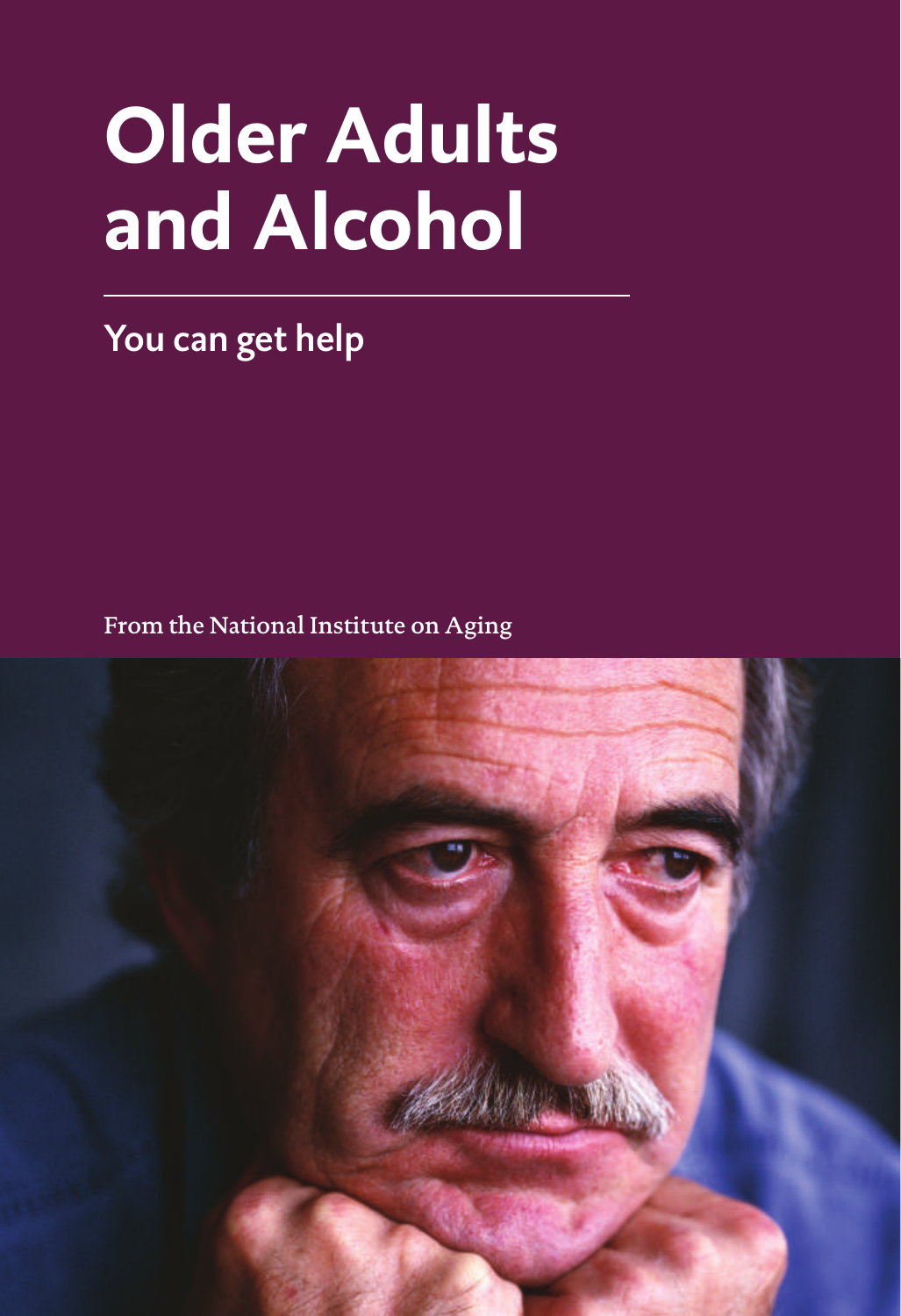# Older Adults and Alcohol

## You can get help

From the National Institute on Aging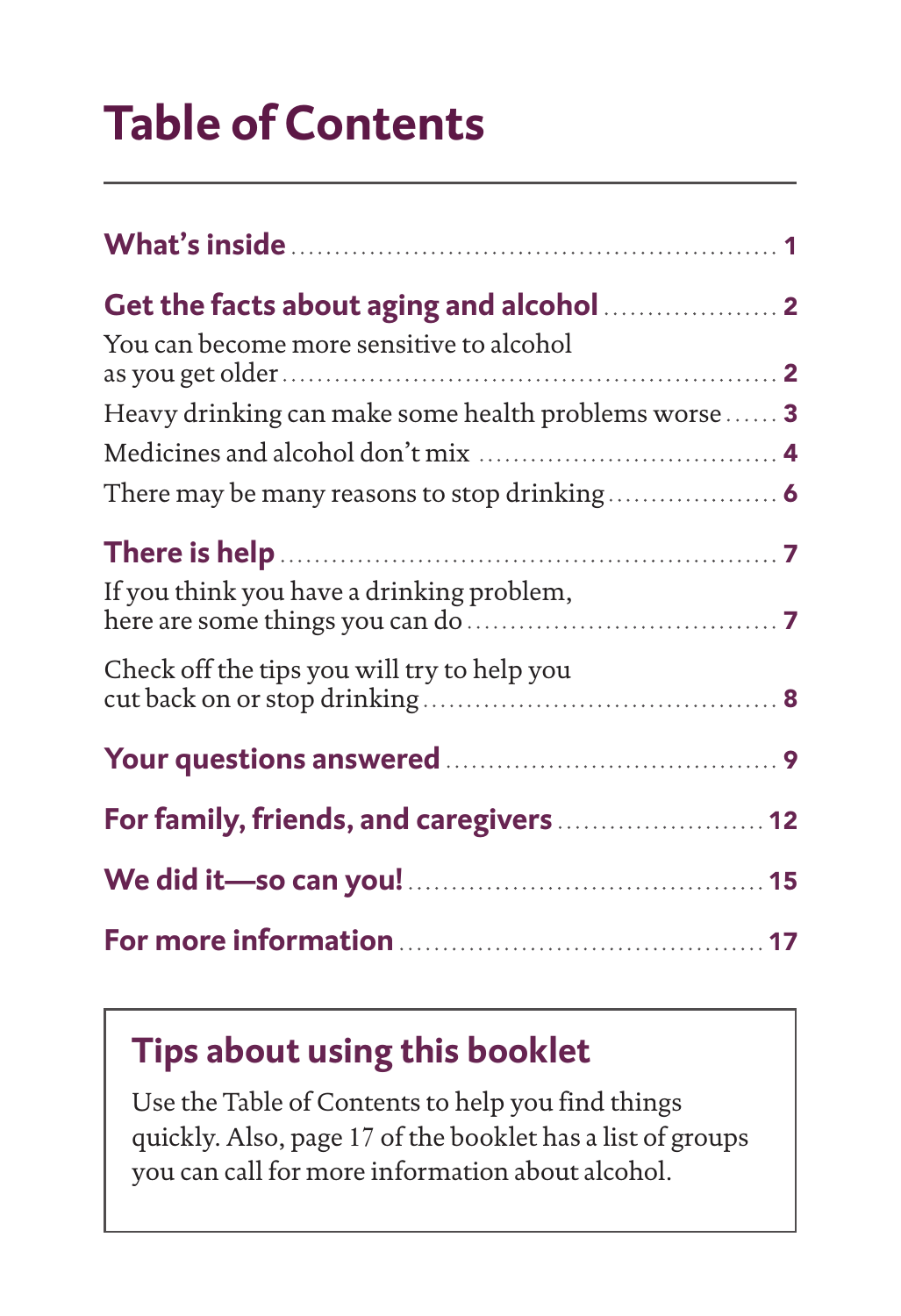# Table of Contents

**What's inside** .......... 1

**Get the facts about aging and alcohol** .......... 2

You can become more sensitive to alcohol as you get older .......... 2

Heavy drinking can make some health problems worse .......... 3

Medicines and alcohol don't mix .......... 4

There may be many reasons to stop drinking .......... 6

**There is help** .......... 7

If you think you have a drinking problem, here are some things you can do .......... 7

Check off the tips you will try to help you cut back on or stop drinking .......... 8

**Your questions answered** .......... 9

**For family, friends, and caregivers** .......... 12

**We did it—so can you!** .......... 15

**For more information** .......... 17

## Tips about using this booklet

Use the Table of Contents to help you find things quickly. Also, page 17 of the booklet has a list of groups you can call for more information about alcohol.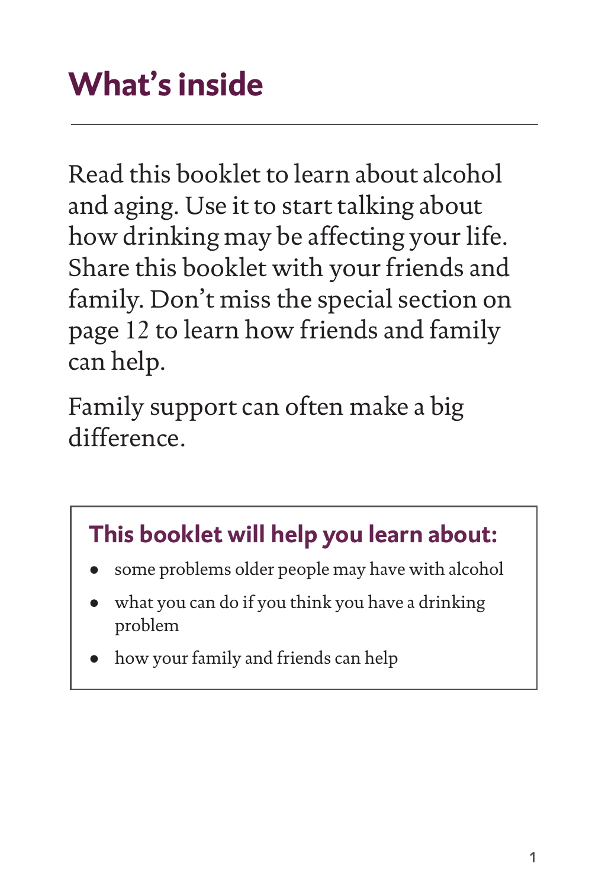# What's inside

Read this booklet to learn about alcohol and aging. Use it to start talking about how drinking may be affecting your life. Share this booklet with your friends and family. Don't miss the special section on page 12 to learn how friends and family can help.

Family support can often make a big difference.

### This booklet will help you learn about:

- some problems older people may have with alcohol
- what you can do if you think you have a drinking problem
- how your family and friends can help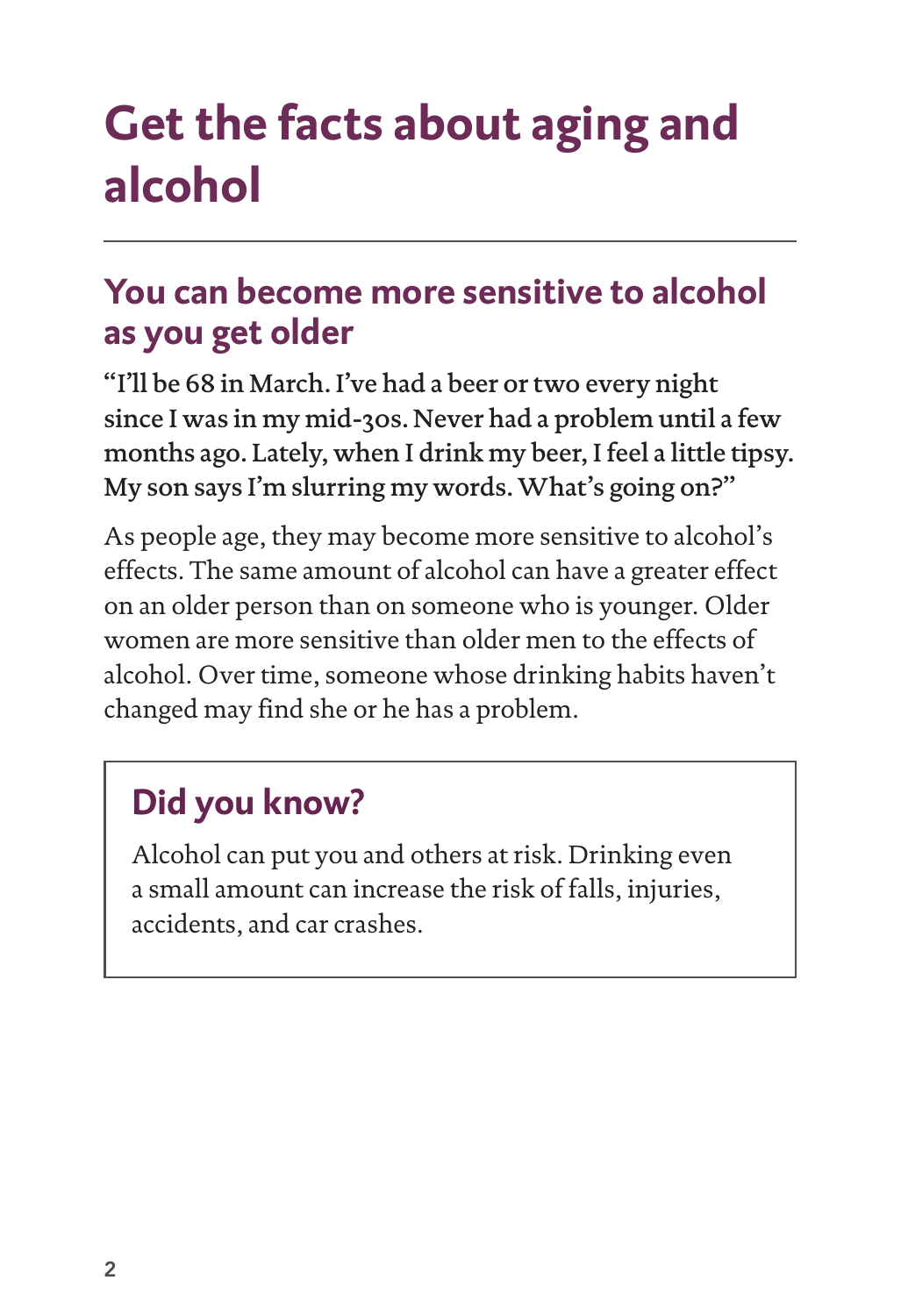# Get the facts about aging and alcohol

## You can become more sensitive to alcohol as you get older

"I'll be 68 in March. I've had a beer or two every night since I was in my mid-30s. Never had a problem until a few months ago. Lately, when I drink my beer, I feel a little tipsy. My son says I'm slurring my words. What's going on?"

As people age, they may become more sensitive to alcohol's effects. The same amount of alcohol can have a greater effect on an older person than on someone who is younger. Older women are more sensitive than older men to the effects of alcohol. Over time, someone whose drinking habits haven't changed may find she or he has a problem.

### Did you know?

Alcohol can put you and others at risk. Drinking even a small amount can increase the risk of falls, injuries, accidents, and car crashes.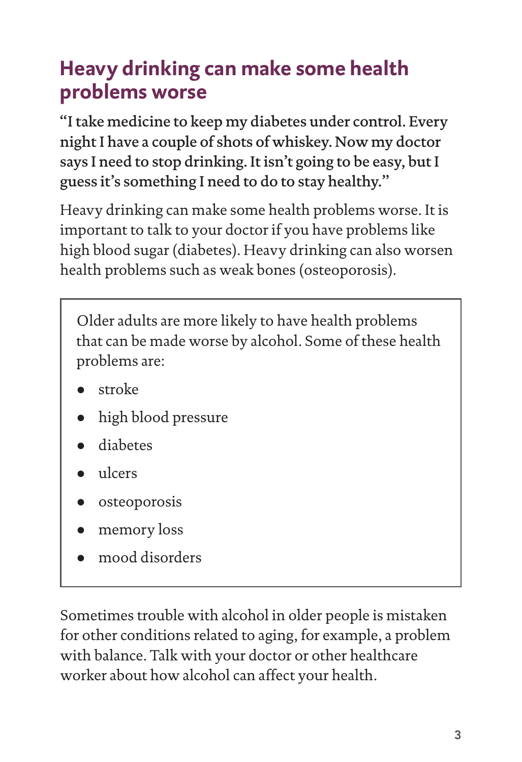## Heavy drinking can make some health problems worse

**"I take medicine to keep my diabetes under control. Every night I have a couple of shots of whiskey. Now my doctor says I need to stop drinking. It isn't going to be easy, but I guess it's something I need to do to stay healthy."**

Heavy drinking can make some health problems worse. It is important to talk to your doctor if you have problems like high blood sugar (diabetes). Heavy drinking can also worsen health problems such as weak bones (osteoporosis).

Older adults are more likely to have health problems that can be made worse by alcohol. Some of these health problems are:

- stroke
- high blood pressure
- diabetes
- ulcers
- osteoporosis
- memory loss
- mood disorders

Sometimes trouble with alcohol in older people is mistaken for other conditions related to aging, for example, a problem with balance. Talk with your doctor or other healthcare worker about how alcohol can affect your health.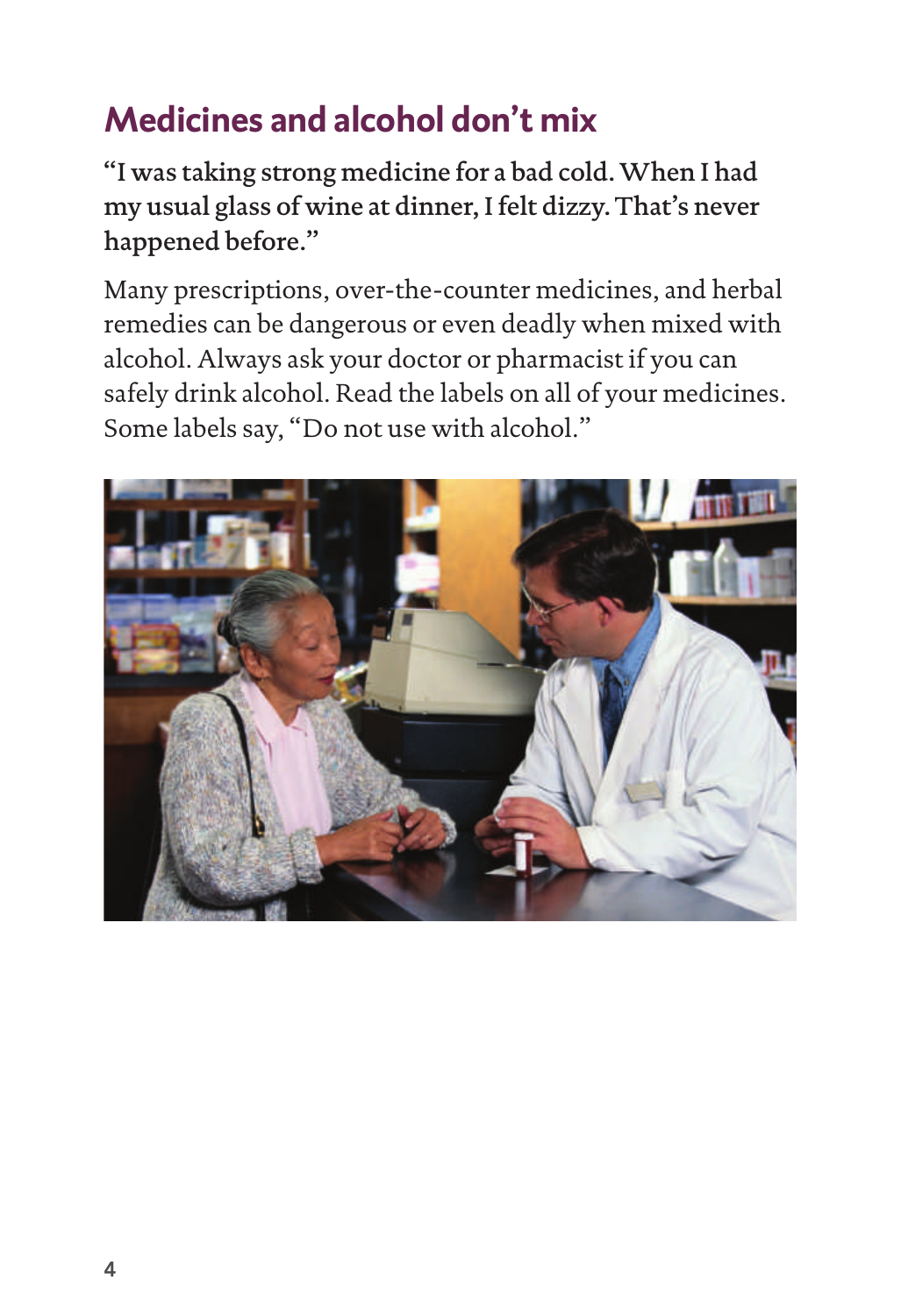## Medicines and alcohol don't mix

**"I was taking strong medicine for a bad cold. When I had my usual glass of wine at dinner, I felt dizzy. That's never happened before."**

Many prescriptions, over-the-counter medicines, and herbal remedies can be dangerous or even deadly when mixed with alcohol. Always ask your doctor or pharmacist if you can safely drink alcohol. Read the labels on all of your medicines. Some labels say, "Do not use with alcohol."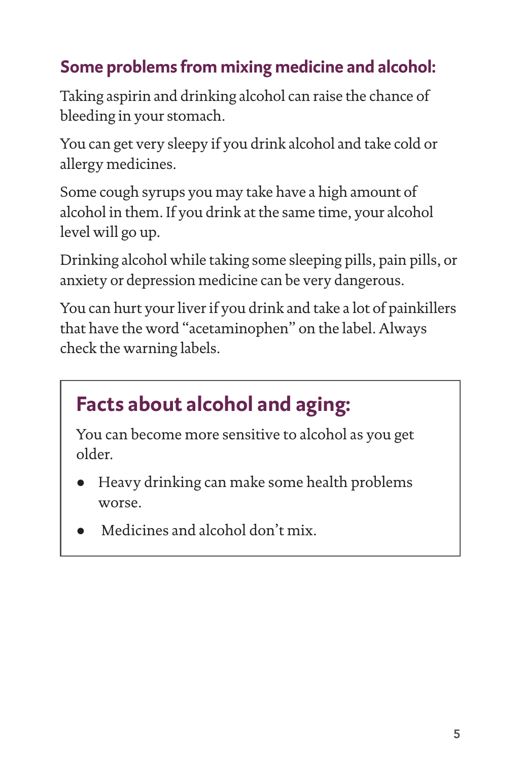## Some problems from mixing medicine and alcohol:

Taking aspirin and drinking alcohol can raise the chance of bleeding in your stomach.

You can get very sleepy if you drink alcohol and take cold or allergy medicines.

Some cough syrups you may take have a high amount of alcohol in them. If you drink at the same time, your alcohol level will go up.

Drinking alcohol while taking some sleeping pills, pain pills, or anxiety or depression medicine can be very dangerous.

You can hurt your liver if you drink and take a lot of painkillers that have the word "acetaminophen" on the label. Always check the warning labels.

## Facts about alcohol and aging:

You can become more sensitive to alcohol as you get older.

- Heavy drinking can make some health problems worse.
- Medicines and alcohol don't mix.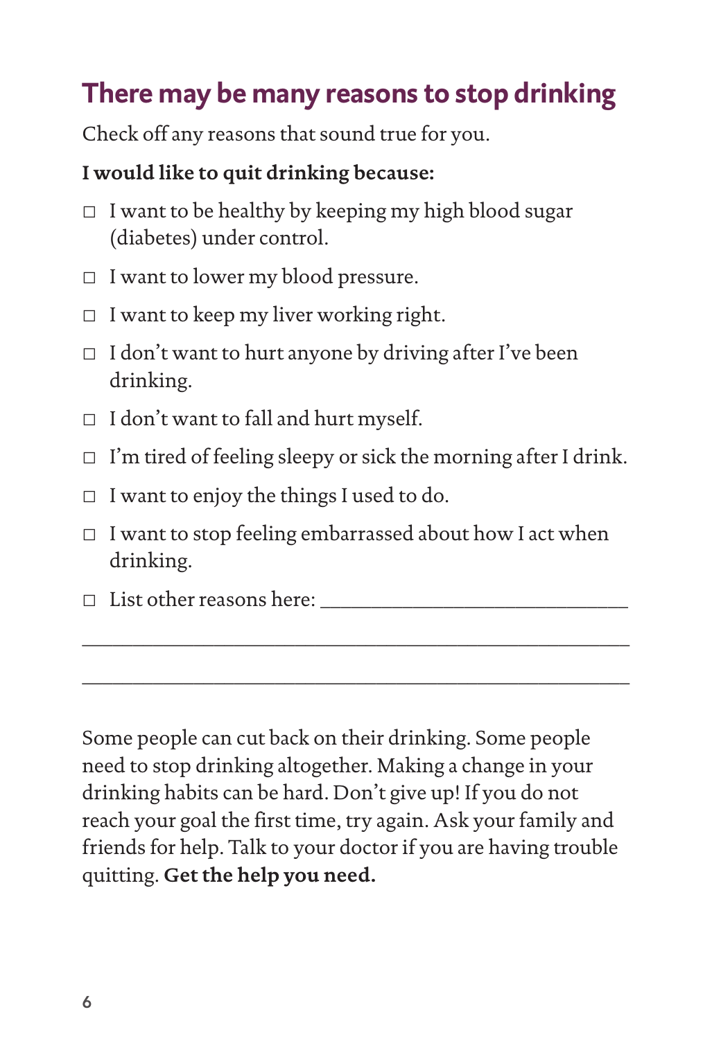## There may be many reasons to stop drinking

Check off any reasons that sound true for you.

**I would like to quit drinking because:**

- ☐ I want to be healthy by keeping my high blood sugar (diabetes) under control.
- ☐ I want to lower my blood pressure.
- ☐ I want to keep my liver working right.
- ☐ I don't want to hurt anyone by driving after I've been drinking.
- ☐ I don't want to fall and hurt myself.
- ☐ I'm tired of feeling sleepy or sick the morning after I drink.
- ☐ I want to enjoy the things I used to do.
- ☐ I want to stop feeling embarrassed about how I act when drinking.
- ☐ List other reasons here: ______________________________

______________________________________________________

______________________________________________________

Some people can cut back on their drinking. Some people need to stop drinking altogether. Making a change in your drinking habits can be hard. Don't give up! If you do not reach your goal the first time, try again. Ask your family and friends for help. Talk to your doctor if you are having trouble quitting. **Get the help you need.**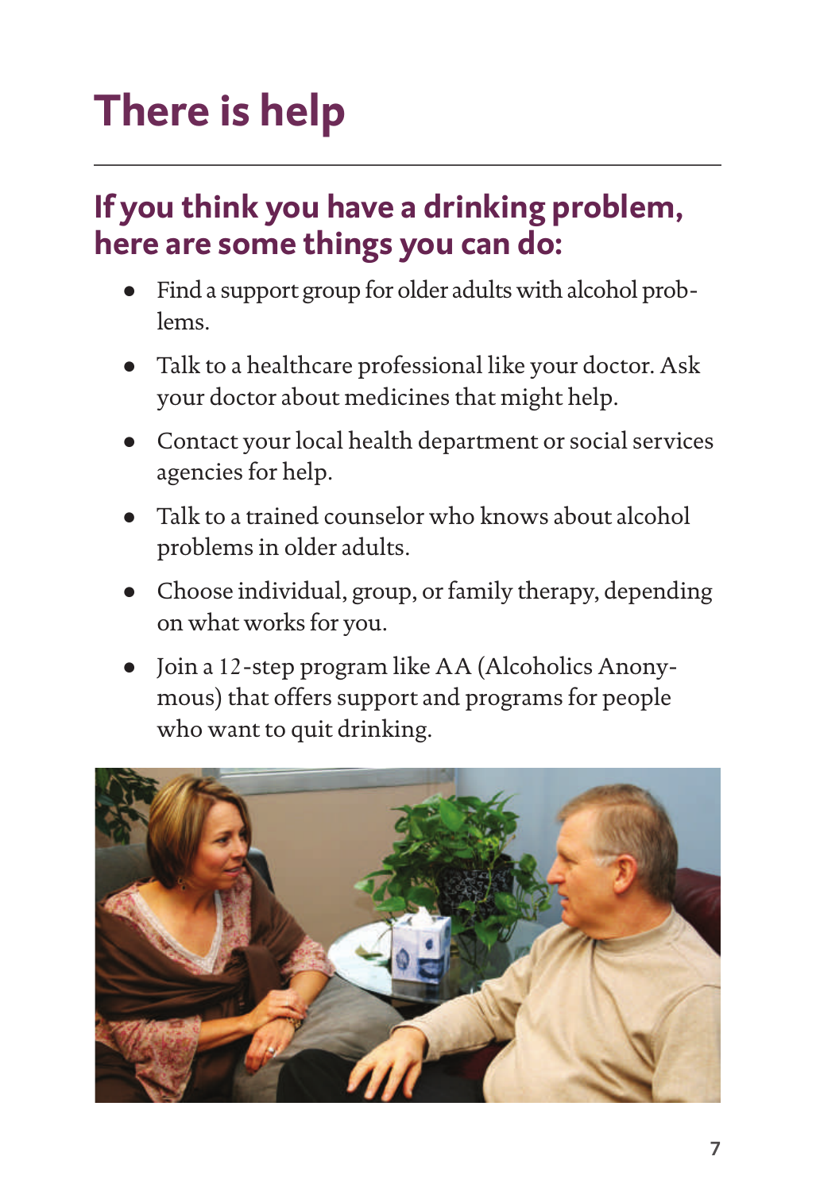# There is help

## If you think you have a drinking problem, here are some things you can do:

- Find a support group for older adults with alcohol problems.
- Talk to a healthcare professional like your doctor. Ask your doctor about medicines that might help.
- Contact your local health department or social services agencies for help.
- Talk to a trained counselor who knows about alcohol problems in older adults.
- Choose individual, group, or family therapy, depending on what works for you.
- Join a 12-step program like AA (Alcoholics Anonymous) that offers support and programs for people who want to quit drinking.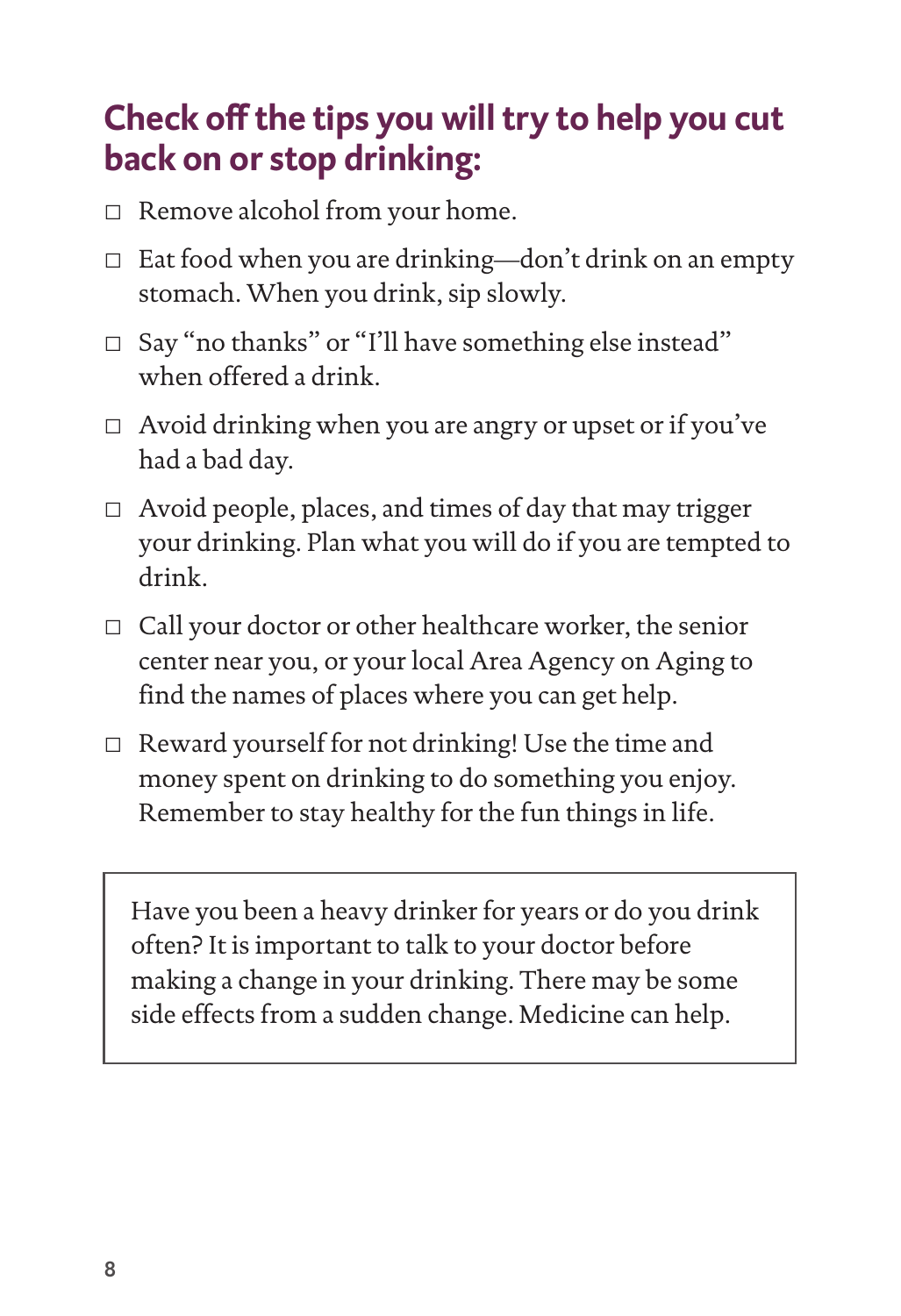## Check off the tips you will try to help you cut back on or stop drinking:

- ☐ Remove alcohol from your home.
- ☐ Eat food when you are drinking—don't drink on an empty stomach. When you drink, sip slowly.
- ☐ Say "no thanks" or "I'll have something else instead" when offered a drink.
- ☐ Avoid drinking when you are angry or upset or if you've had a bad day.
- ☐ Avoid people, places, and times of day that may trigger your drinking. Plan what you will do if you are tempted to drink.
- ☐ Call your doctor or other healthcare worker, the senior center near you, or your local Area Agency on Aging to find the names of places where you can get help.
- ☐ Reward yourself for not drinking! Use the time and money spent on drinking to do something you enjoy. Remember to stay healthy for the fun things in life.

> Have you been a heavy drinker for years or do you drink often? It is important to talk to your doctor before making a change in your drinking. There may be some side effects from a sudden change. Medicine can help.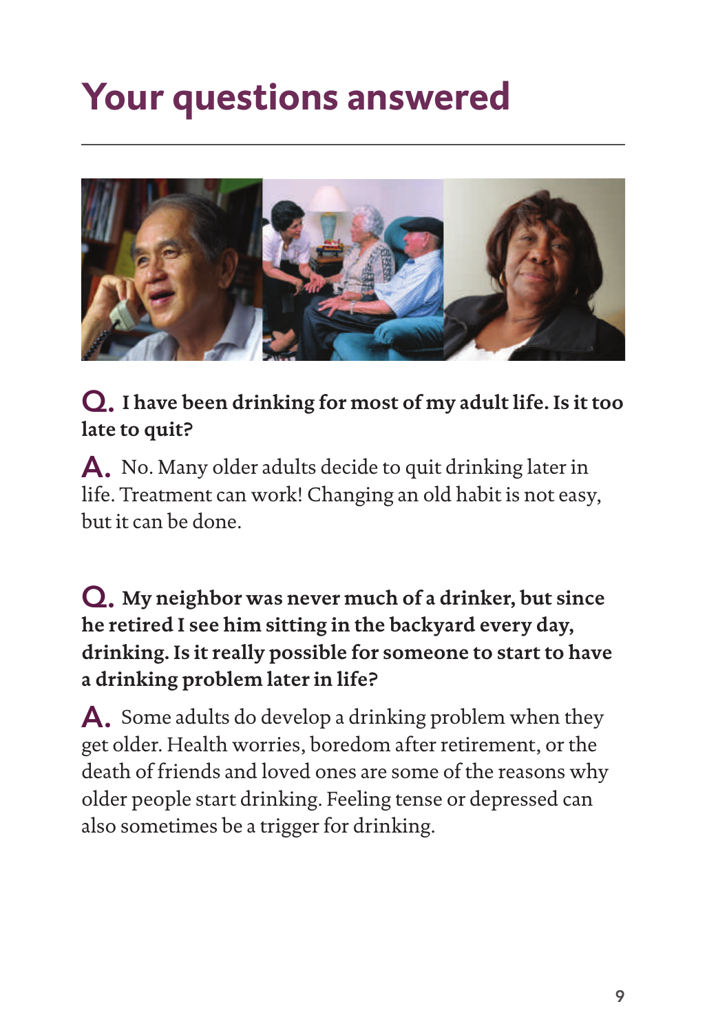# Your questions answered

**Q. I have been drinking for most of my adult life. Is it too late to quit?**

**A.** No. Many older adults decide to quit drinking later in life. Treatment can work! Changing an old habit is not easy, but it can be done.

**Q. My neighbor was never much of a drinker, but since he retired I see him sitting in the backyard every day, drinking. Is it really possible for someone to start to have a drinking problem later in life?**

**A.** Some adults do develop a drinking problem when they get older. Health worries, boredom after retirement, or the death of friends and loved ones are some of the reasons why older people start drinking. Feeling tense or depressed can also sometimes be a trigger for drinking.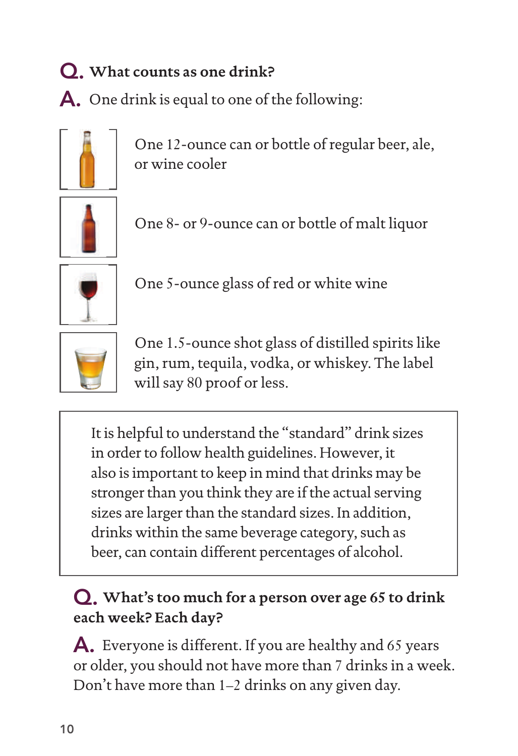## Q. What counts as one drink?

**A.** One drink is equal to one of the following:

- One 12-ounce can or bottle of regular beer, ale, or wine cooler
- One 8- or 9-ounce can or bottle of malt liquor
- One 5-ounce glass of red or white wine
- One 1.5-ounce shot glass of distilled spirits like gin, rum, tequila, vodka, or whiskey. The label will say 80 proof or less.

> It is helpful to understand the "standard" drink sizes in order to follow health guidelines. However, it also is important to keep in mind that drinks may be stronger than you think they are if the actual serving sizes are larger than the standard sizes. In addition, drinks within the same beverage category, such as beer, can contain different percentages of alcohol.

## Q. What's too much for a person over age 65 to drink each week? Each day?

**A.** Everyone is different. If you are healthy and 65 years or older, you should not have more than 7 drinks in a week. Don't have more than 1–2 drinks on any given day.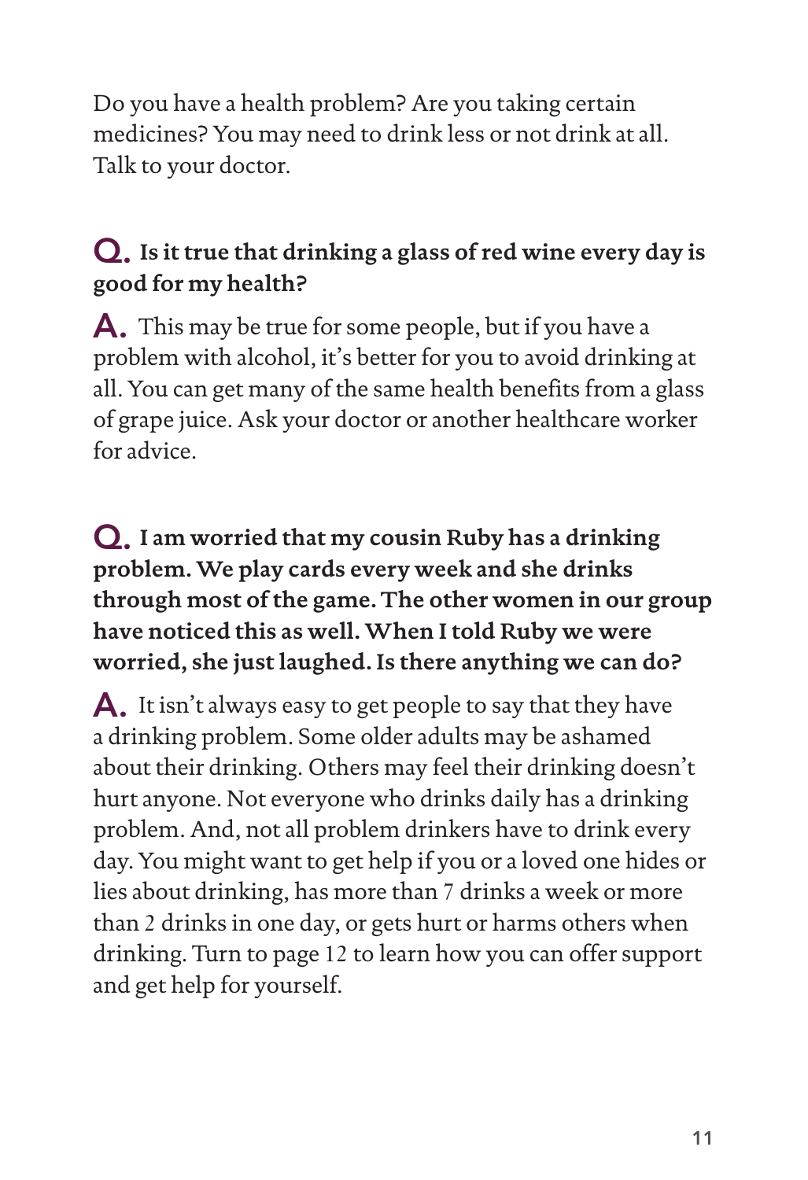Do you have a health problem? Are you taking certain medicines? You may need to drink less or not drink at all. Talk to your doctor.

**Q. Is it true that drinking a glass of red wine every day is good for my health?**

**A.** This may be true for some people, but if you have a problem with alcohol, it's better for you to avoid drinking at all. You can get many of the same health benefits from a glass of grape juice. Ask your doctor or another healthcare worker for advice.

**Q. I am worried that my cousin Ruby has a drinking problem. We play cards every week and she drinks through most of the game. The other women in our group have noticed this as well. When I told Ruby we were worried, she just laughed. Is there anything we can do?**

**A.** It isn't always easy to get people to say that they have a drinking problem. Some older adults may be ashamed about their drinking. Others may feel their drinking doesn't hurt anyone. Not everyone who drinks daily has a drinking problem. And, not all problem drinkers have to drink every day. You might want to get help if you or a loved one hides or lies about drinking, has more than 7 drinks a week or more than 2 drinks in one day, or gets hurt or harms others when drinking. Turn to page 12 to learn how you can offer support and get help for yourself.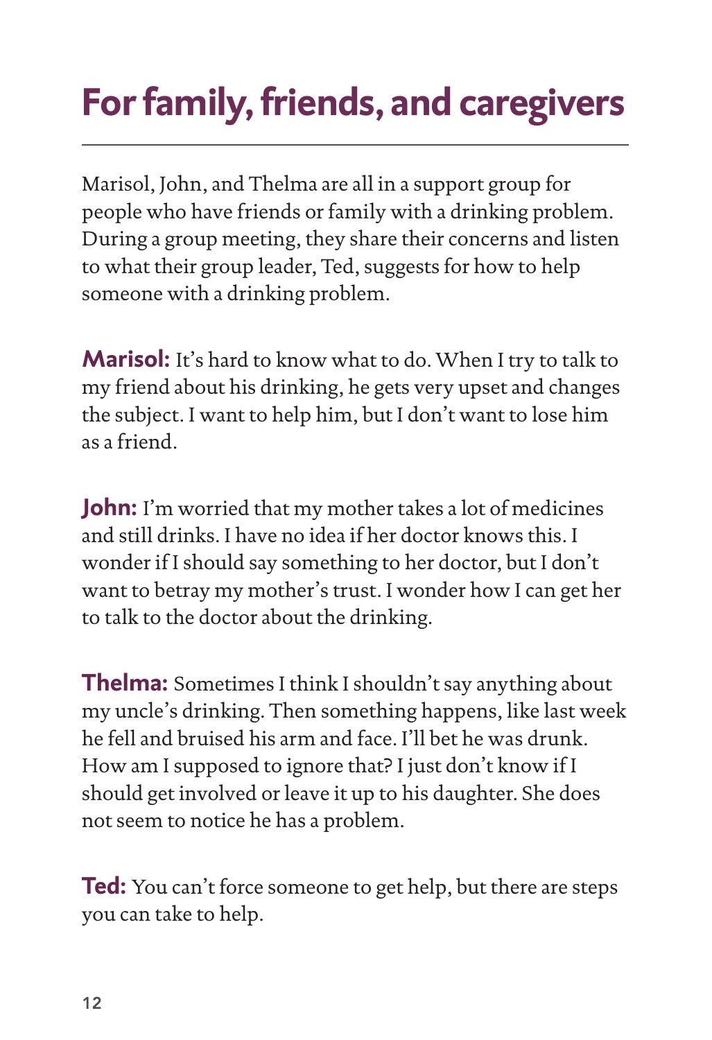# For family, friends, and caregivers

Marisol, John, and Thelma are all in a support group for people who have friends or family with a drinking problem. During a group meeting, they share their concerns and listen to what their group leader, Ted, suggests for how to help someone with a drinking problem.

**Marisol:** It's hard to know what to do. When I try to talk to my friend about his drinking, he gets very upset and changes the subject. I want to help him, but I don't want to lose him as a friend.

**John:** I'm worried that my mother takes a lot of medicines and still drinks. I have no idea if her doctor knows this. I wonder if I should say something to her doctor, but I don't want to betray my mother's trust. I wonder how I can get her to talk to the doctor about the drinking.

**Thelma:** Sometimes I think I shouldn't say anything about my uncle's drinking. Then something happens, like last week he fell and bruised his arm and face. I'll bet he was drunk. How am I supposed to ignore that? I just don't know if I should get involved or leave it up to his daughter. She does not seem to notice he has a problem.

**Ted:** You can't force someone to get help, but there are steps you can take to help.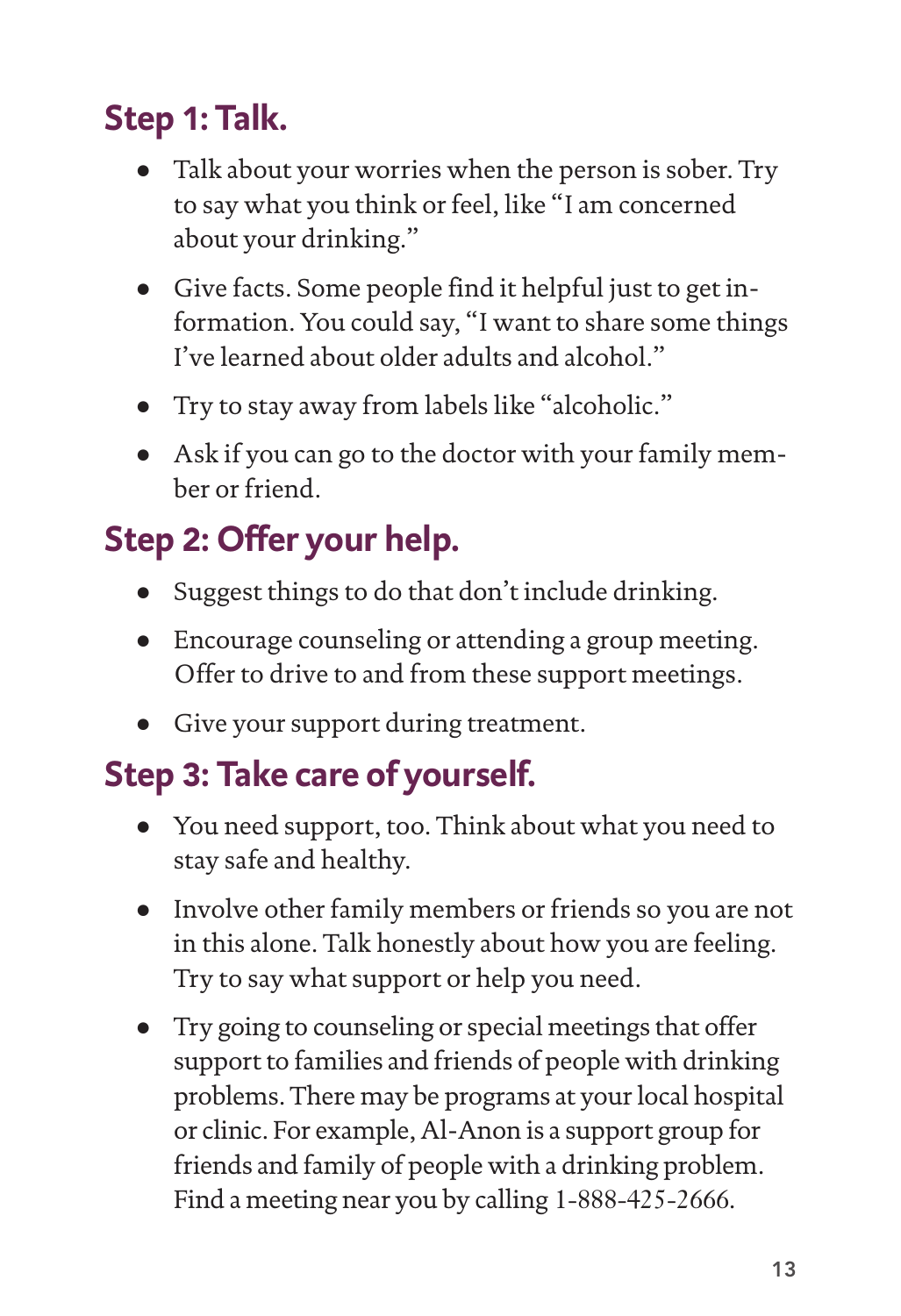## Step 1: Talk.

- Talk about your worries when the person is sober. Try to say what you think or feel, like "I am concerned about your drinking."
- Give facts. Some people find it helpful just to get information. You could say, "I want to share some things I've learned about older adults and alcohol."
- Try to stay away from labels like "alcoholic."
- Ask if you can go to the doctor with your family member or friend.

## Step 2: Offer your help.

- Suggest things to do that don't include drinking.
- Encourage counseling or attending a group meeting. Offer to drive to and from these support meetings.
- Give your support during treatment.

## Step 3: Take care of yourself.

- You need support, too. Think about what you need to stay safe and healthy.
- Involve other family members or friends so you are not in this alone. Talk honestly about how you are feeling. Try to say what support or help you need.
- Try going to counseling or special meetings that offer support to families and friends of people with drinking problems. There may be programs at your local hospital or clinic. For example, Al-Anon is a support group for friends and family of people with a drinking problem. Find a meeting near you by calling 1-888-425-2666.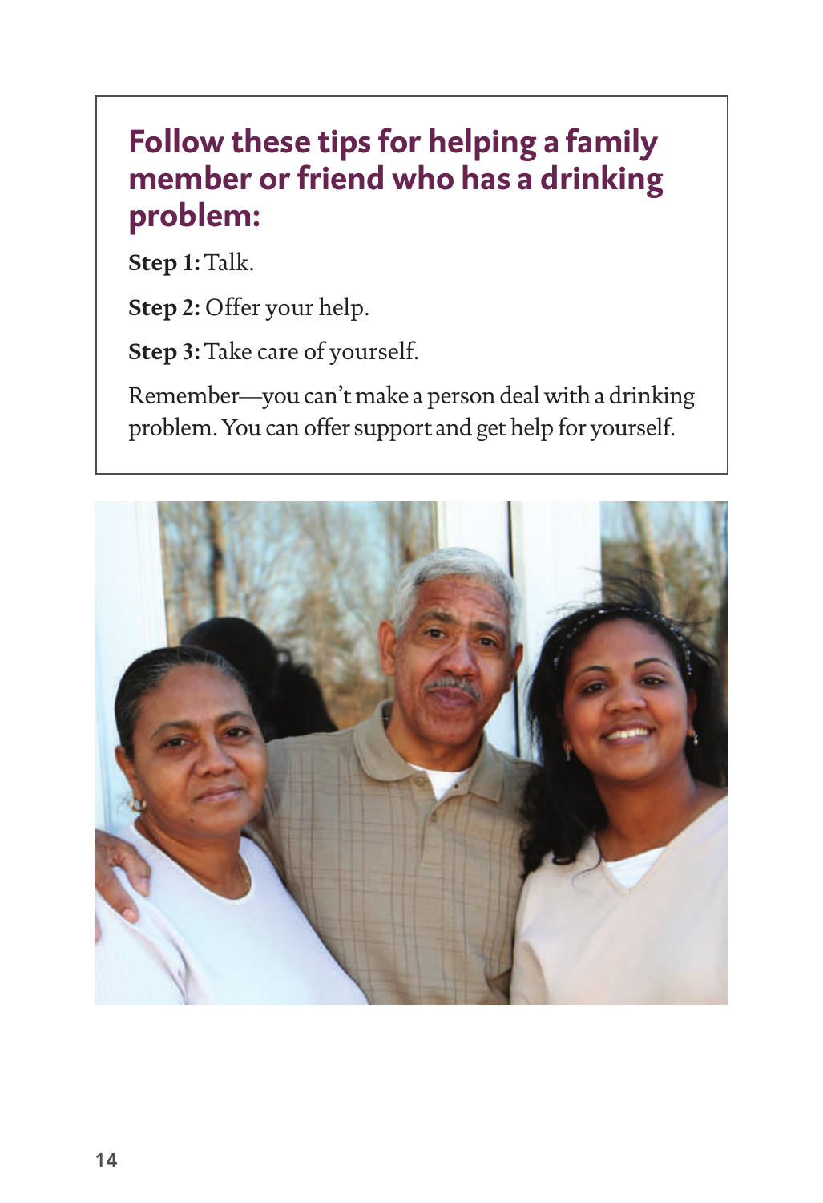## Follow these tips for helping a family member or friend who has a drinking problem:

**Step 1:** Talk.

**Step 2:** Offer your help.

**Step 3:** Take care of yourself.

Remember—you can't make a person deal with a drinking problem. You can offer support and get help for yourself.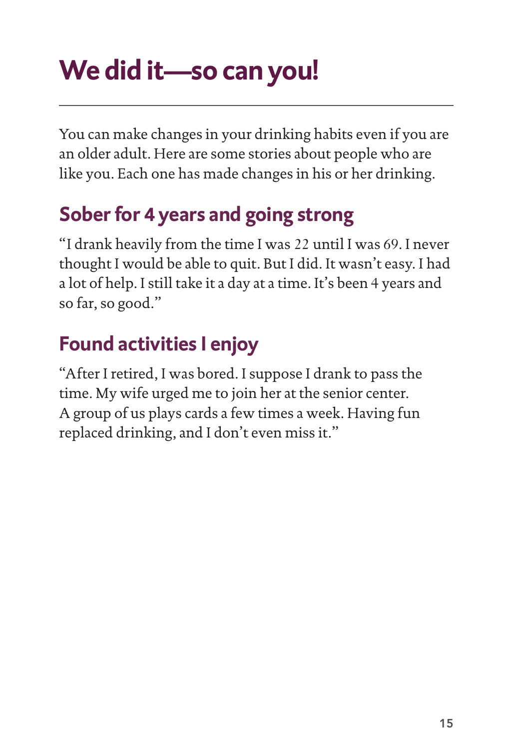# We did it—so can you!

You can make changes in your drinking habits even if you are an older adult. Here are some stories about people who are like you. Each one has made changes in his or her drinking.

## Sober for 4 years and going strong

"I drank heavily from the time I was 22 until I was 69. I never thought I would be able to quit. But I did. It wasn't easy. I had a lot of help. I still take it a day at a time. It's been 4 years and so far, so good."

## Found activities I enjoy

"After I retired, I was bored. I suppose I drank to pass the time. My wife urged me to join her at the senior center. A group of us plays cards a few times a week. Having fun replaced drinking, and I don't even miss it."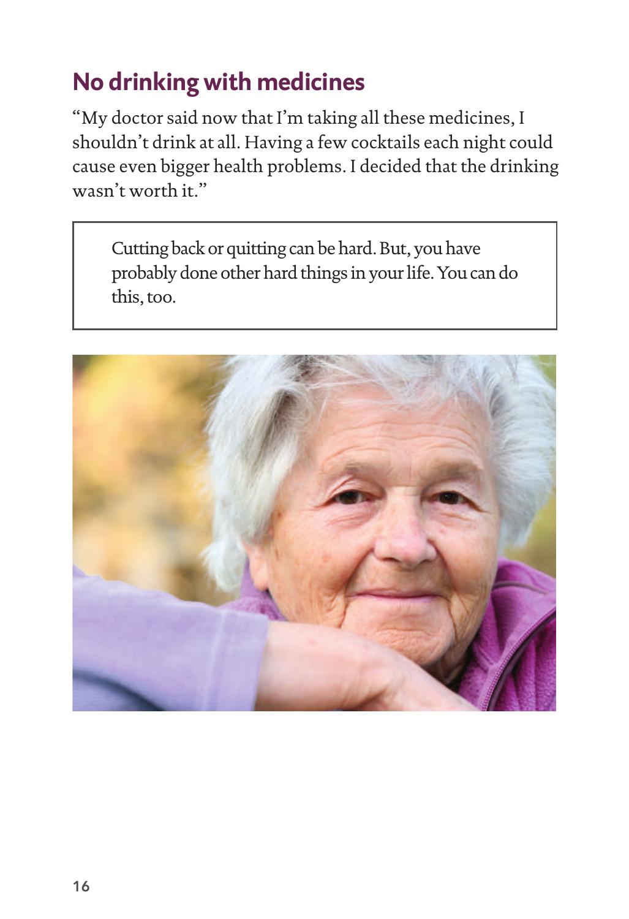## No drinking with medicines

"My doctor said now that I'm taking all these medicines, I shouldn't drink at all. Having a few cocktails each night could cause even bigger health problems. I decided that the drinking wasn't worth it."

> Cutting back or quitting can be hard. But, you have probably done other hard things in your life. You can do this, too.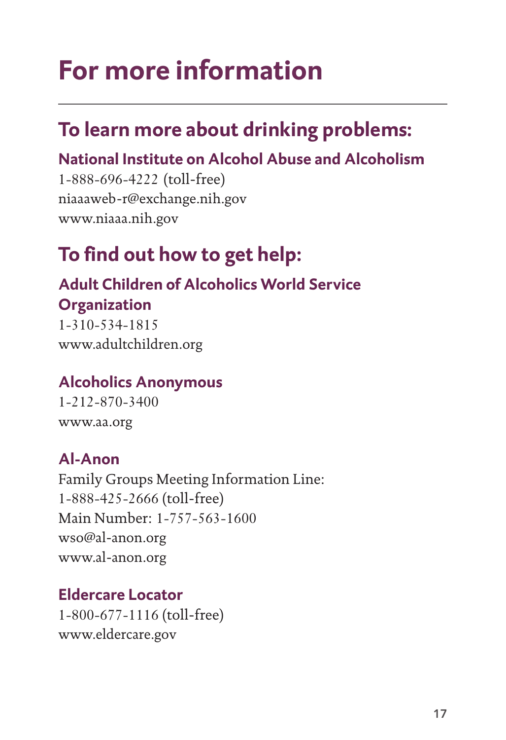# For more information

## To learn more about drinking problems:

### National Institute on Alcohol Abuse and Alcoholism

1-888-696-4222 (toll-free)  
niaaaweb-r@exchange.nih.gov  
www.niaaa.nih.gov

## To find out how to get help:

### Adult Children of Alcoholics World Service Organization

1-310-534-1815  
www.adultchildren.org

### Alcoholics Anonymous

1-212-870-3400  
www.aa.org

### Al-Anon

Family Groups Meeting Information Line:  
1-888-425-2666 (toll-free)  
Main Number: 1-757-563-1600  
wso@al-anon.org  
www.al-anon.org

### Eldercare Locator

1-800-677-1116 (toll-free)  
www.eldercare.gov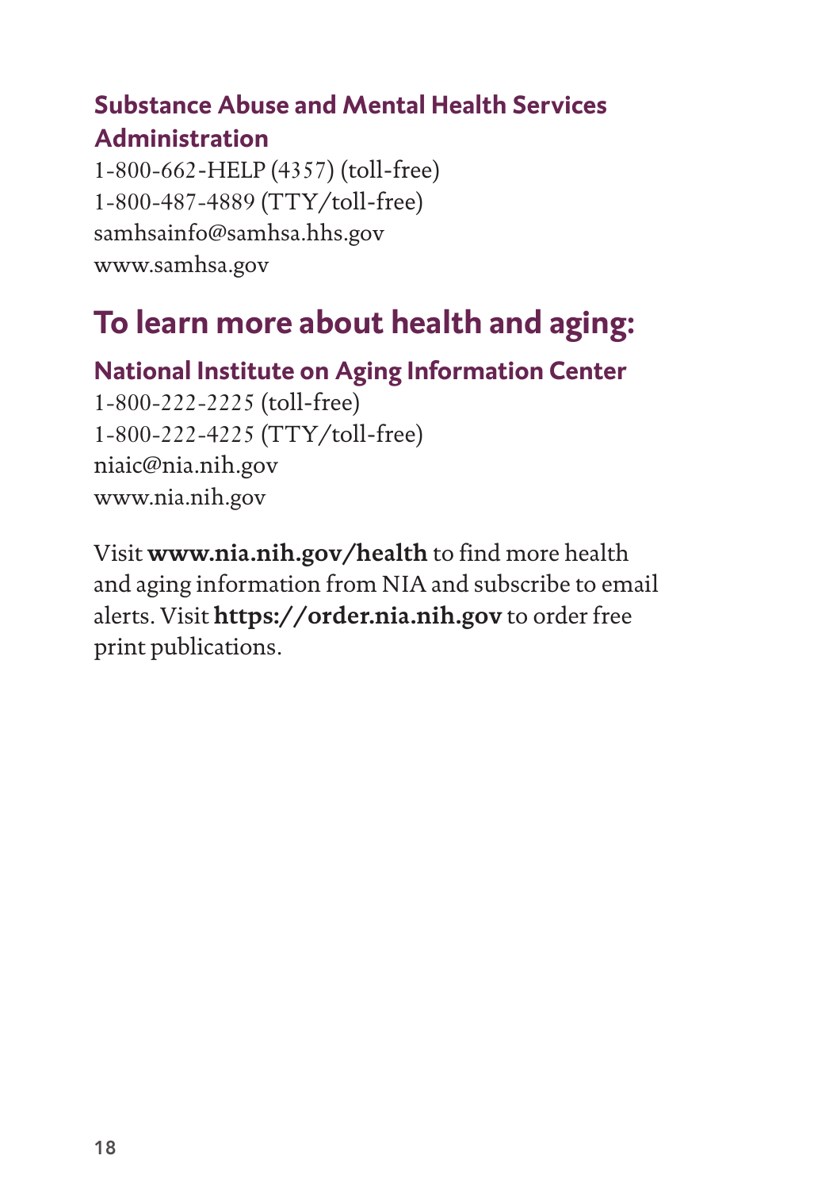### Substance Abuse and Mental Health Services Administration

1-800-662-HELP (4357) (toll-free)
1-800-487-4889 (TTY/toll-free)
samhsainfo@samhsa.hhs.gov
www.samhsa.gov

## To learn more about health and aging:

### National Institute on Aging Information Center

1-800-222-2225 (toll-free)
1-800-222-4225 (TTY/toll-free)
niaic@nia.nih.gov
www.nia.nih.gov

Visit **www.nia.nih.gov/health** to find more health and aging information from NIA and subscribe to email alerts. Visit **https://order.nia.nih.gov** to order free print publications.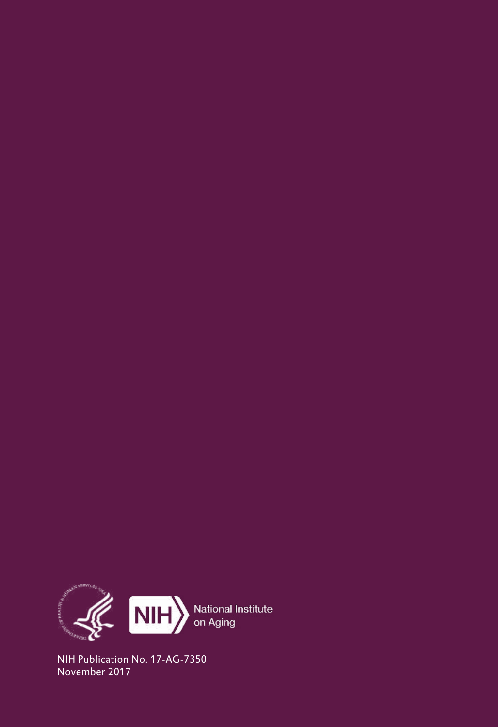National Institute on Aging

NIH Publication No. 17-AG-7350
November 2017